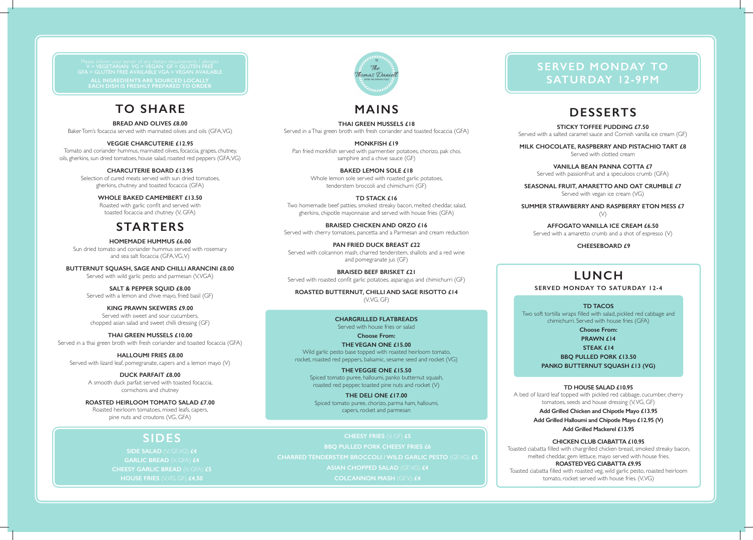Please inform your server of any dietary requirements / allergies
V = VEGETARIAN VG = VEGAN GF = GLUTEN FREE
GFA = GLUTEN FREE AVAILABLE VGA = VEGAN AVAILABLE

**ALL INGREDIENTS ARE SOURCED LOCALLY**
**EACH DISH IS FRESHLY PREPARED TO ORDER**

# TO SHARE

**BREAD AND OLIVES £8.00**
Baker Tom's focaccia served with marinated olives and oils (GFA, VG)

**VEGGIE CHARCUTERIE £12.95**
Tomato and coriander hummus, marinated olives, focaccia, grapes, chutney, oils, gherkins, sun dried tomatoes, house salad, roasted red peppers (GFA, VG)

**CHARCUTERIE BOARD £13.95**
Selection of cured meats served with sun dried tomatoes, gherkins, chutney and toasted focaccia (GFA)

**WHOLE BAKED CAMEMBERT £13.50**
Roasted with garlic confit and served with toasted focaccia and chutney (V, GFA)

# STARTERS

**HOMEMADE HUMMUS £6.00**
Sun dried tomato and coriander hummus served with rosemary and sea salt focaccia (GFA, VG, V)

**BUTTERNUT SQUASH, SAGE AND CHILLI ARANCINI £8.00**
Served with wild garlic pesto and parmesan (V, VGA)

**SALT & PEPPER SQUID £8.00**
Served with a lemon and chive mayo, fried basil (GF)

**KING PRAWN SKEWERS £9.00**
Served with sweet and sour cucumbers, chopped asian salad and sweet chilli dressing (GF)

**THAI GREEN MUSSELS £10.00**
Served in a thai green broth with fresh coriander and toasted focaccia (GFA)

**HALLOUMI FRIES £8.00**
Served with lizard leaf, pomegranate, capers and a lemon mayo (V)

**DUCK PARFAIT £8.00**
A smooth duck parfait served with toasted focaccia, cornichons and chutney

**ROASTED HEIRLOOM TOMATO SALAD £7.00**
Roasted heirloom tomatoes, mixed leafs, capers, pine nuts and croutons (VG, GFA)

The Thomas Daniell

# MAINS

**THAI GREEN MUSSELS £18**
Served in a Thai green broth with fresh coriander and toasted focaccia (GFA)

**MONKFISH £19**
Pan fried monkfish served with parmentier potatoes, chorizo, pak choi, samphire and a chive sauce (GF)

**BAKED LEMON SOLE £18**
Whole lemon sole served with roasted garlic potatoes, tenderstem broccoli and chimichurri (GF)

**TD STACK £16**
Two homemade beef patties, smoked streaky bacon, melted cheddar, salad, gherkins, chipotle mayonnaise and served with house fries (GFA)

**BRAISED CHICKEN AND ORZO £16**
Served with cherry tomatoes, pancetta and a Parmesan and cream reduction

**PAN FRIED DUCK BREAST £22**
Served with colcannon mash, charred tenderstem, shallots and a red wine and pomegranate jus (GF)

**BRAISED BEEF BRISKET £21**
Served with roasted confit garlic potatoes, asparagus and chimichurri (GF)

**ROASTED BUTTERNUT, CHILLI AND SAGE RISOTTO £14**
(V, VG, GF)

**CHARGRILLED FLATBREADS**
Served with house fries or salad

**Choose From:**

**THE VEGAN ONE £15.00**
Wild garlic pesto base topped with roasted heirloom tomato, rocket, roasted red peppers, balsamic, sesame seed and rocket (VG)

**THE VEGGIE ONE £15.50**
Spiced tomato puree, halloumi, panko butternut squash, roasted red pepper, toasted pine nuts and rocket (V)

**THE DELI ONE £17.00**
Spiced tomato puree, chorizo, parma ham, halloumi, capers, rocket and parmesan

# SIDES

**SIDE SALAD** (V, GF, VG) **£4**
**GARLIC BREAD** (V, GFA) **£4**
**CHEESY GARLIC BREAD** (V, GFA) **£5**
**HOUSE FRIES** (V, VG, GF) **£4.50**
**CHEESY FRIES** (V, GF) **£5**
**BBQ PULLED PORK CHEESY FRIES £6**
**CHARRED TENDERSTEM BROCCOLI / WILD GARLIC PESTO** (GF, VG) **£5**
**ASIAN CHOPPED SALAD** (GF, VG) **£4**
**COLCANNON MASH** (GF, V) **£4**

## SERVED MONDAY TO SATURDAY 12-9PM

# DESSERTS

**STICKY TOFFEE PUDDING £7.50**
Served with a salted caramel sauce and Cornish vanilla ice cream (GF)

**MILK CHOCOLATE, RASPBERRY AND PISTACHIO TART £8**
Served with clotted cream

**VANILLA BEAN PANNA COTTA £7**
Served with passionfruit and a speculoos crumb (GFA)

**SEASONAL FRUIT, AMARETTO AND OAT CRUMBLE £7**
Served with vegan ice cream (VG)

**SUMMER STRAWBERRY AND RASPBERRY ETON MESS £7**
(V)

**AFFOGATO VANILLA ICE CREAM £6.50**
Served with a amaretto crumb and a shot of espresso (V)

**CHEESEBOARD £9**

# LUNCH

**SERVED MONDAY TO SATURDAY 12-4**

**TD TACOS**
Two soft tortilla wraps filled with salad, pickled red cabbage and chimichurri. Served with house fries (GFA)

**Choose From:**
**PRAWN £14**
**STEAK £14**
**BBQ PULLED PORK £13.50**
**PANKO BUTTERNUT SQUASH £13 (VG)**

**TD HOUSE SALAD £10.95**
A bed of lizard leaf topped with pickled red cabbage, cucumber, cherry tomatoes, seeds and house dressing (V, VG, GF)

**Add Grilled Chicken and Chipotle Mayo £13.95**
**Add Grilled Halloumi and Chipotle Mayo £12.95 (V)**
**Add Grilled Mackerel £13.95**

**CHICKEN CLUB CIABATTA £10.95**
Toasted ciabatta filled with chargrilled chicken breast, smoked streaky bacon, melted cheddar, gem lettuce, mayo served with house fries.

**ROASTED VEG CIABATTA £9.95**
Toasted ciabatta filled with roasted veg, wild garlic pesto, roasted heirloom tomato, rocket served with house fries. (V, VG)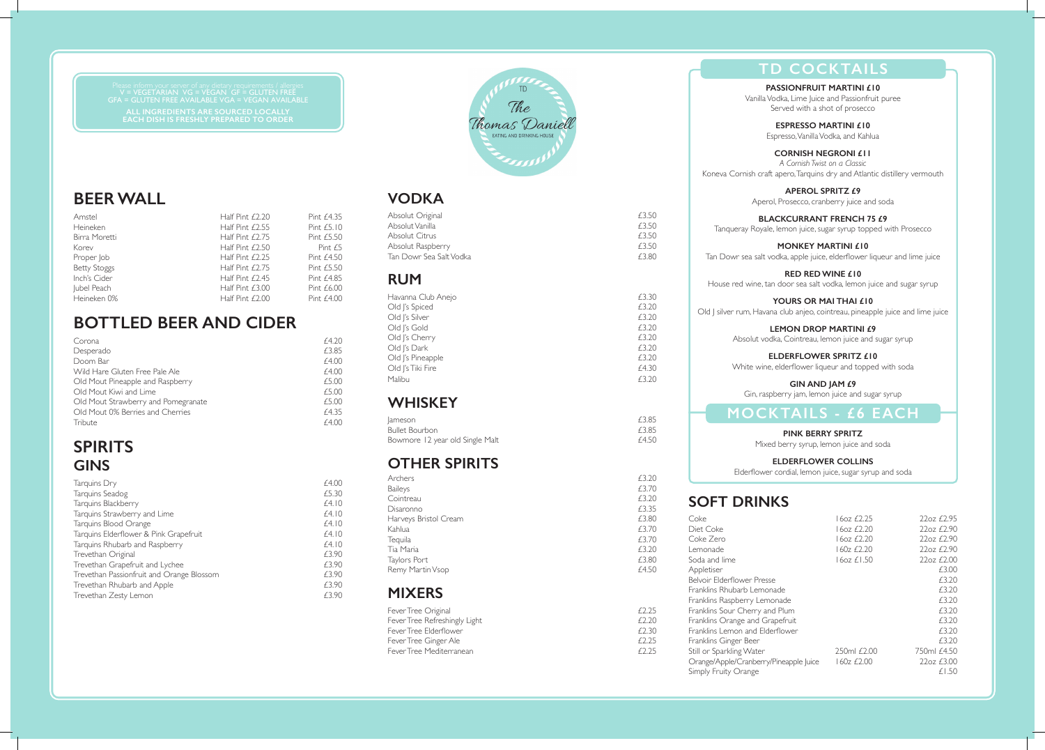Please inform your server of any dietary requirements / allergies
V = VEGETARIAN VG = VEGAN GF = GLUTEN FREE
GFA = GLUTEN FREE AVAILABLE VGA = VEGAN AVAILABLE

ALL INGREDIENTS ARE SOURCED LOCALLY
EACH DISH IS FRESHLY PREPARED TO ORDER

TD
The Thomas Daniell
EATING AND DRINKING HOUSE

## BEER WALL

| | | |
|---|---|---|
| Amstel | Half Pint £2.20 | Pint £4.35 |
| Heineken | Half Pint £2.55 | Pint £5.10 |
| Birra Moretti | Half Pint £2.75 | Pint £5.50 |
| Korev | Half Pint £2.50 | Pint £5 |
| Proper Job | Half Pint £2.25 | Pint £4.50 |
| Betty Stoggs | Half Pint £2.75 | Pint £5.50 |
| Inch's Cider | Half Pint £2.45 | Pint £4.85 |
| Jubel Peach | Half Pint £3.00 | Pint £6.00 |
| Heineken 0% | Half Pint £2.00 | Pint £4.00 |

## BOTTLED BEER AND CIDER

| | |
|---|---|
| Corona | £4.20 |
| Desperado | £3.85 |
| Doom Bar | £4.00 |
| Wild Hare Gluten Free Pale Ale | £4.00 |
| Old Mout Pineapple and Raspberry | £5.00 |
| Old Mout Kiwi and Lime | £5.00 |
| Old Mout Strawberry and Pomegranate | £5.00 |
| Old Mout 0% Berries and Cherries | £4.35 |
| Tribute | £4.00 |

## SPIRITS

### GINS

| | |
|---|---|
| Tarquins Dry | £4.00 |
| Tarquins Seadog | £5.30 |
| Tarquins Blackberry | £4.10 |
| Tarquins Strawberry and Lime | £4.10 |
| Tarquins Blood Orange | £4.10 |
| Tarquins Elderflower & Pink Grapefruit | £4.10 |
| Tarquins Rhubarb and Raspberry | £4.10 |
| Trevethan Original | £3.90 |
| Trevethan Grapefruit and Lychee | £3.90 |
| Trevethan Passionfruit and Orange Blossom | £3.90 |
| Trevethan Rhubarb and Rappy | £3.90 |
| Trevethan Zesty Lemon | £3.90 |

## VODKA

| | |
|---|---|
| Absolut Original | £3.50 |
| Absolut Vanilla | £3.50 |
| Absolut Citrus | £3.50 |
| Absolut Raspberry | £3.50 |
| Tan Dowr Sea Salt Vodka | £3.80 |

## RUM

| | |
|---|---|
| Havanna Club Anejo | £3.30 |
| Old J's Spiced | £3.20 |
| Old J's Silver | £3.20 |
| Old J's Gold | £3.20 |
| Old J's Cherry | £3.20 |
| Old J's Dark | £3.20 |
| Old J's Pineapple | £3.20 |
| Old J's Tiki Fire | £4.30 |
| Malibu | £3.20 |

## WHISKEY

| | |
|---|---|
| Jameson | £3.85 |
| Bullet Bourbon | £3.85 |
| Bowmore 12 year old Single Malt | £4.50 |

## OTHER SPIRITS

| | |
|---|---|
| Archers | £3.20 |
| Baileys | £3.70 |
| Cointreau | £3.20 |
| Disaronno | £3.35 |
| Harveys Bristol Cream | £3.80 |
| Kahlua | £3.70 |
| Tequila | £3.70 |
| Tia Maria | £3.20 |
| Taylors Port | £3.80 |
| Remy Martin Vsop | £4.50 |

## MIXERS

| | |
|---|---|
| Fever Tree Original | £2.25 |
| Fever Tree Refreshingly Light | £2.20 |
| Fever Tree Elderflower | £2.30 |
| Fever Tree Ginger Ale | £2.25 |
| Fever Tree Mediterranean | £2.25 |

## TD COCKTAILS

**PASSIONFRUIT MARTINI £10**
Vanilla Vodka, Lime Juice and Passionfruit puree
Served with a shot of prosecco

**ESPRESSO MARTINI £10**
Espresso, Vanilla Vodka, and Kahlua

**CORNISH NEGRONI £11**
*A Cornish Twist on a Classic*
Koneva Cornish craft apero, Tarquins dry and Atlantic distillery vermouth

**APEROL SPRITZ £9**
Aperol, Prosecco, cranberry juice and soda

**BLACKCURRANT FRENCH 75 £9**
Tanqueray Royale, lemon juice, sugar syrup topped with Prosecco

**MONKEY MARTINI £10**
Tan Dowr sea salt vodka, apple juice, elderflower liqueur and lime juice

**RED RED WINE £10**
House red wine, tan door sea salt vodka, lemon juice and sugar syrup

**YOURS OR MAI THAI £10**
Old J silver rum, Havana club anjeo, cointreau, pineapple juice and lime juice

**LEMON DROP MARTINI £9**
Absolut vodka, Cointreau, lemon juice and sugar syrup

**ELDERFLOWER SPRITZ £10**
White wine, elderflower liqueur and topped with soda

**GIN AND JAM £9**
Gin, raspberry jam, lemon juice and sugar syrup

## MOCKTAILS - £6 EACH

**PINK BERRY SPRITZ**
Mixed berry syrup, lemon juice and soda

**ELDERFLOWER COLLINS**
Elderflower cordial, lemon juice, sugar syrup and soda

## SOFT DRINKS

| | | |
|---|---|---|
| Coke | 16oz £2.25 | 22oz £2.95 |
| Diet Coke | 16oz £2.20 | 22oz £2.90 |
| Coke Zero | 16oz £2.20 | 22oz £2.90 |
| Lemonade | 16oz £2.20 | 22oz £2.90 |
| Soda and lime | 16oz £1.50 | 22oz £2.00 |
| Appletiser | | £3.00 |
| Belvoir Elderflower Presse | | £3.20 |
| Franklins Rhubarb Lemonade | | £3.20 |
| Franklins Raspberry Lemonade | | £3.20 |
| Franklins Sour Cherry and Plum | | £3.20 |
| Franklins Orange and Grapefruit | | £3.20 |
| Franklins Lemon and Elderflower | | £3.20 |
| Franklins Ginger Beer | | £3.20 |
| Still or Sparkling Water | 250ml £2.00 | 750ml £4.50 |
| Orange/Apple/Cranberry/Pineapple Juice | 16oz £2.00 | 22oz £3.00 |
| Simply Fruity Orange | | £1.50 |